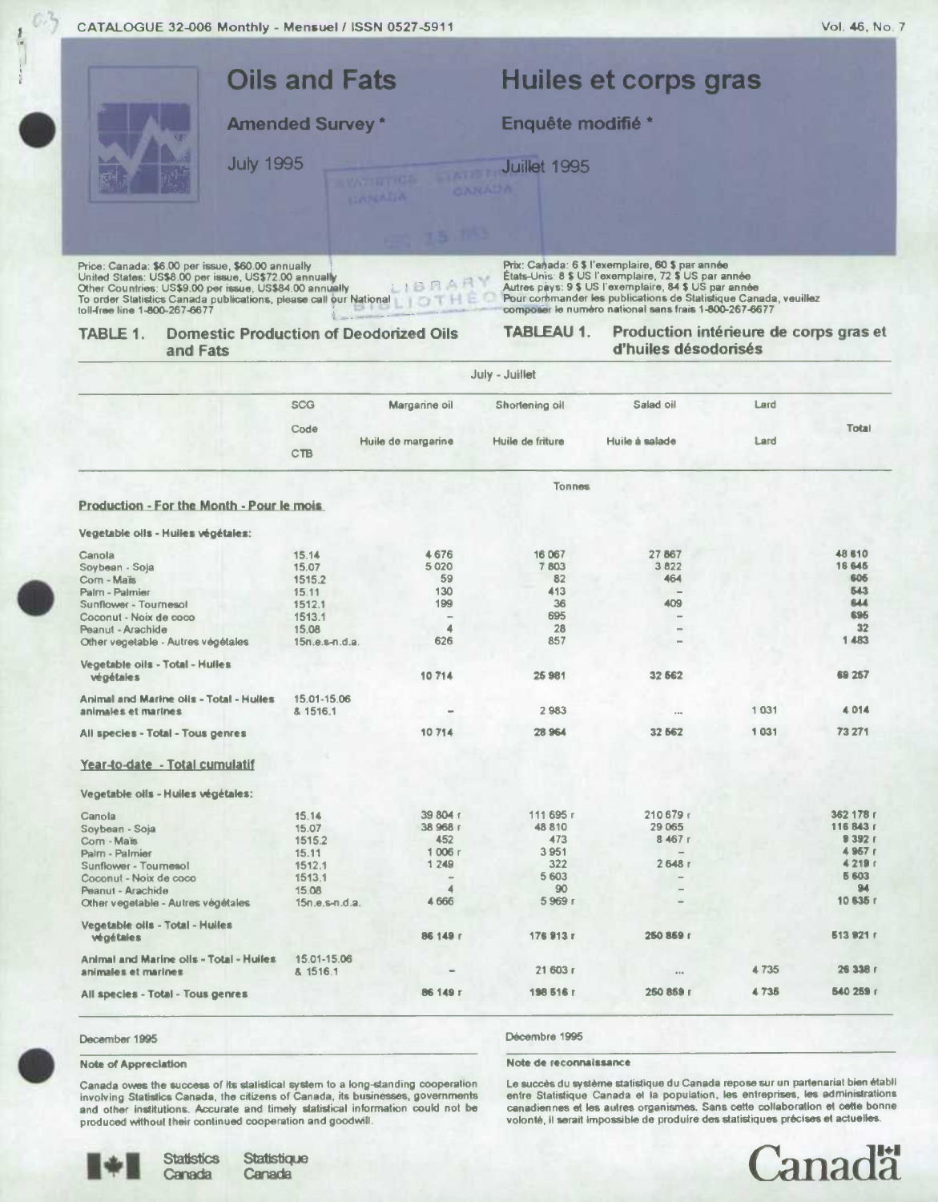CATALOGUE 32-006 Monthly - Mensuel / ISSN 0527-5911

# Oils and Fats / Huiles et corps gras

**Amended Survey \*** / **Enquête modifié \***

July 1995 / Juillet 1995

Price: Canada: $6.00 per issue, $60.00 annually
United States: US$8.00 per issue, US$72.00 annually
Other Countries: US$9.00 per issue, US$84.00 annually
To order Statistics Canada publications, please call our National toll-free line 1-800-267-6677

Prix: Canada: 6 $ l'exemplaire, 60 $ par année
États-Unis: 8 $ US l'exemplaire, 72 $ US par année
Autres pays: 9 $ US l'exemplaire, 84 $ US par année
Pour commander les publications de Statistique Canada, veuillez composer le numéro national sans frais 1-800-267-6677

## TABLE 1. Domestic Production of Deodorized Oils and Fats / TABLEAU 1. Production intérieure de corps gras et d'huiles désodorisés

July - Juillet

| | SCG Code CTB | Margarine oil / Huile de margarine | Shortening oil / Huile de friture | Salad oil / Huile à salade | Lard / Lard | Total |
|---|---|---|---|---|---|---|
| | | Tonnes | | | | |
| **Production - For the Month - Pour le mois** | | | | | | |
| **Vegetable oils - Huiles végétales:** | | | | | | |
| Canola | 15.14 | 4 676 | 16 067 | 27 867 | | 48 610 |
| Soybean - Soja | 15.07 | 5 020 | 7 803 | 3 822 | | 16 645 |
| Corn - Maïs | 1515.2 | 59 | 82 | 464 | | 605 |
| Palm - Palmier | 15.11 | 130 | 413 | – | | 543 |
| Sunflower - Tournesol | 1512.1 | 199 | 36 | 409 | | 644 |
| Coconut - Noix de coco | 1513.1 | – | 695 | – | | 695 |
| Peanut - Arachide | 15.08 | 4 | 28 | – | | 32 |
| Other vegetable - Autres végétales | 15n.e.s-n.d.a. | 626 | 857 | – | | 1 483 |
| Vegetable oils - Total - Huiles végétales | | 10 714 | 25 981 | 32 562 | | 69 257 |
| Animal and Marine oils - Total - Huiles animales et marines | 15.01-15.06 & 1516.1 | – | 2 983 | ... | 1 031 | 4 014 |
| All species - Total - Tous genres | | 10 714 | 28 964 | 32 562 | 1 031 | 73 271 |
| **Year-to-date - Total cumulatif** | | | | | | |
| **Vegetable oils - Huiles végétales:** | | | | | | |
| Canola | 15.14 | 39 804 r | 111 695 r | 210 679 r | | 362 178 r |
| Soybean - Soja | 15.07 | 38 968 r | 48 810 | 29 065 | | 116 843 r |
| Corn - Maïs | 1515.2 | 452 | 473 | 8 467 r | | 9 392 r |
| Palm - Palmier | 15.11 | 1 006 r | 3 951 | – | | 4 957 r |
| Sunflower - Tournesol | 1512.1 | 1 249 | 322 | 2 648 r | | 4 219 r |
| Coconut - Noix de coco | 1513.1 | – | 5 603 | – | | 5 603 |
| Peanut - Arachide | 15.08 | 4 | 90 | – | | 94 |
| Other vegetable - Autres végétales | 15n.e.s-n.d.a. | 4 666 | 5 969 r | – | | 10 635 r |
| Vegetable oils - Total - Huiles végétales | | 86 149 r | 176 913 r | 250 859 r | | 513 921 r |
| Animal and Marine oils - Total - Huiles animales et marines | 15.01-15.06 & 1516.1 | – | 21 603 r | ... | 4 735 | 26 338 r |
| All species - Total - Tous genres | | 86 149 r | 198 516 r | 250 859 r | 4 735 | 540 259 r |

December 1995 / Décembre 1995

**Note of Appreciation**

Canada owes the success of its statistical system to a long-standing cooperation involving Statistics Canada, the citizens of Canada, its businesses, governments and other institutions. Accurate and timely statistical information could not be produced without their continued cooperation and goodwill.

**Note de reconnaissance**

Le succès du système statistique du Canada repose sur un partenariat bien établi entre Statistique Canada et la population, les entreprises, les administrations canadiennes et les autres organismes. Sans cette collaboration et cette bonne volonté, il serait impossible de produire des statistiques précises et actuelles.

Statistics Canada / Statistique Canada

Canada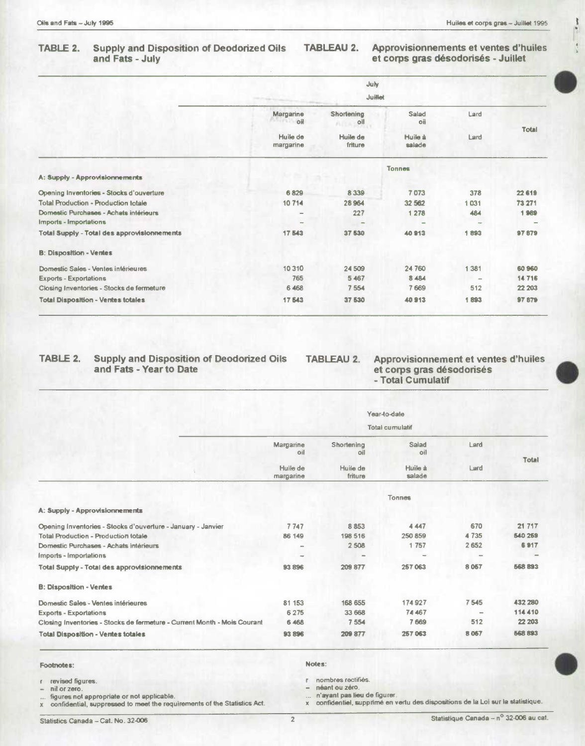## TABLE 2. Supply and Disposition of Deodorized Oils and Fats - July

## TABLEAU 2. Approvisionnements et ventes d'huiles et corps gras désodorisés - Juillet

| | July / Juillet | | | | |
|---|---|---|---|---|---|
| | Margarine oil / Huile de margarine | Shortening oil / Huile de friture | Salad oil / Huile à salade | Lard / Lard | Total |
| | Tonnes | | | | |
| **A: Supply - Approvisionnements** | | | | | |
| Opening Inventories - Stocks d'ouverture | 6 829 | 8 339 | 7 073 | 378 | 22 619 |
| Total Production - Production totale | 10 714 | 28 964 | 32 562 | 1 031 | 73 271 |
| Domestic Purchases - Achats intérieurs | – | 227 | 1 278 | 484 | 1 989 |
| Imports - Importations | – | – | – | – | – |
| **Total Supply - Total des approvisionnements** | 17 543 | 37 530 | 40 913 | 1 893 | 97 879 |
| **B: Disposition - Ventes** | | | | | |
| Domestic Sales - Ventes intérieures | 10 310 | 24 509 | 24 760 | 1 381 | 60 960 |
| Exports - Exportations | 765 | 5 467 | 8 484 | – | 14 716 |
| Closing Inventories - Stocks de fermeture | 6 468 | 7 554 | 7 669 | 512 | 22 203 |
| **Total Disposition - Ventes totales** | 17 543 | 37 530 | 40 913 | 1 893 | 97 879 |

## TABLE 2. Supply and Disposition of Deodorized Oils and Fats - Year to Date

## TABLEAU 2. Approvisionnement et ventes d'huiles et corps gras désodorisés - Total Cumulatif

| | Year-to-date / Total cumulatif | | | | |
|---|---|---|---|---|---|
| | Margarine oil / Huile de margarine | Shortening oil / Huile de friture | Salad oil / Huile à salade | Lard / Lard | Total |
| | Tonnes | | | | |
| **A: Supply - Approvisionnements** | | | | | |
| Opening Inventories - Stocks d'ouverture - January - Janvier | 7 747 | 8 853 | 4 447 | 670 | 21 717 |
| Total Production - Production totale | 86 149 | 198 516 | 250 859 | 4 735 | 540 259 |
| Domestic Purchases - Achats intérieurs | – | 2 508 | 1 757 | 2 652 | 6 917 |
| Imports - Importations | – | – | – | – | – |
| **Total Supply - Total des approvisionnements** | 93 896 | 209 877 | 257 063 | 8 057 | 568 893 |
| **B: Disposition - Ventes** | | | | | |
| Domestic Sales - Ventes intérieures | 81 153 | 168 655 | 174 927 | 7 545 | 432 280 |
| Exports - Exportations | 6 275 | 33 668 | 74 467 | – | 114 410 |
| Closing Inventories - Stocks de fermeture - Current Month - Mois Courant | 6 468 | 7 554 | 7 669 | 512 | 22 203 |
| **Total Disposition - Ventes totales** | 93 896 | 209 877 | 257 063 | 8 057 | 568 893 |

**Footnotes:**

- r revised figures.
- – nil or zero.
- ... figures not appropriate or not applicable.
- x confidential, suppressed to meet the requirements of the Statistics Act.

**Notes:**

- r nombres rectifiés.
- – néant ou zéro.
- ... n'ayant pas lieu de figurer.
- x confidentiel, supprimé en vertu des dispositions de la Loi sur la statistique.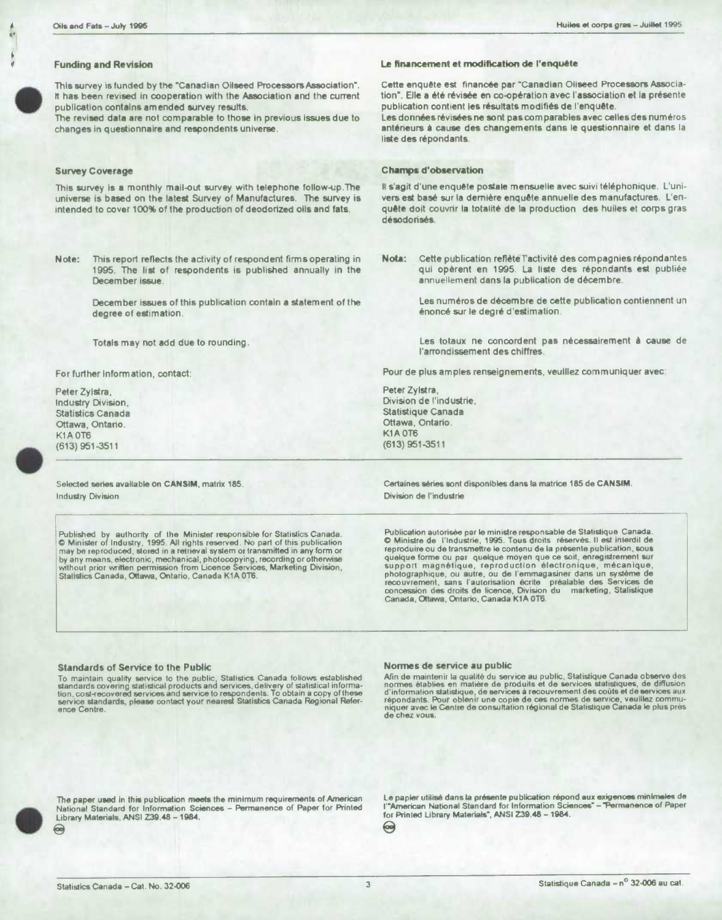## Funding and Revision

This survey is funded by the "Canadian Oilseed Processors Association". It has been revised in cooperation with the Association and the current publication contains amended survey results.
The revised data are not comparable to those in previous issues due to changes in questionnaire and respondents universe.

## Survey Coverage

This survey is a monthly mail-out survey with telephone follow-up. The universe is based on the latest Survey of Manufactures. The survey is intended to cover 100% of the production of deodorized oils and fats.

**Note:** This report reflects the activity of respondent firms operating in 1995. The list of respondents is published annually in the December issue.

December issues of this publication contain a statement of the degree of estimation.

Totals may not add due to rounding.

For further information, contact:

Peter Zylstra,
Industry Division,
Statistics Canada
Ottawa, Ontario.
K1A 0T6
(613) 951-3511

## Le financement et modification de l'enquête

Cette enquête est financée par "Canadian Oilseed Processors Association". Elle a été révisée en co-opération avec l'association et la présente publication contient les résultats modifiés de l'enquête.
Les données révisées ne sont pas comparables avec celles des numéros antérieurs à cause des changements dans le questionnaire et dans la liste des répondants.

## Champs d'observation

Il s'agit d'une enquête postale mensuelle avec suivi téléphonique. L'univers est basé sur la dernière enquête annuelle des manufactures. L'enquête doit couvrir la totalité de la production des huiles et corps gras désodorisés.

**Nota:** Cette publication reflète l'activité des compagnies répondantes qui opèrent en 1995. La liste des répondants est publiée annuellement dans la publication de décembre.

Les numéros de décembre de cette publication contiennent un énoncé sur le degré d'estimation.

Les totaux ne concordent pas nécessairement à cause de l'arrondissement des chiffres.

Pour de plus amples renseignements, veuillez communiquer avec:

Peter Zylstra,
Division de l'industrie,
Statistique Canada
Ottawa, Ontario.
K1A 0T6
(613) 951-3511

---

Selected series available on **CANSIM**, matrix 185.
Industry Division

Certaines séries sont disponibles dans la matrice 185 de **CANSIM**.
Division de l'industrie

Published by authority of the Minister responsible for Statistics Canada.
© Minister of Industry, 1995. All rights reserved. No part of this publication may be reproduced, stored in a retrieval system or transmitted in any form or by any means, electronic, mechanical, photocopying, recording or otherwise without prior written permission from Licence Services, Marketing Division, Statistics Canada, Ottawa, Ontario, Canada K1A 0T6.

Publication autorisée par le ministre responsable de Statistique Canada.
© Ministre de l'Industrie, 1995. Tous droits réservés. Il est interdit de reproduire ou de transmettre le contenu de la présente publication, sous quelque forme ou par quelque moyen que ce soit, enregistrement sur support magnétique, reproduction électronique, mécanique, photographique, ou autre, ou de l'emmagasiner dans un système de recouvrement, sans l'autorisation écrite préalable des Services de concession des droits de licence, Division du marketing, Statistique Canada, Ottawa, Ontario, Canada K1A 0T6.

### Standards of Service to the Public

To maintain quality service to the public, Statistics Canada follows established standards covering statistical products and services, delivery of statistical information, cost-recovered services and service to respondents. To obtain a copy of these service standards, please contact your nearest Statistics Canada Regional Reference Centre.

### Normes de service au public

Afin de maintenir la qualité du service au public, Statistique Canada observe des normes établies en matière de produits et de services statistiques, de diffusion d'information statistique, de services à recouvrement des coûts et de services aux répondants. Pour obtenir une copie de ces normes de service, veuillez communiquer avec le Centre de consultation régional de Statistique Canada le plus près de chez vous.

The paper used in this publication meets the minimum requirements of American National Standard for Information Sciences – Permanence of Paper for Printed Library Materials, ANSI Z39.48 – 1984.

Le papier utilisé dans la présente publication répond aux exigences minimales de l'"American National Standard for Information Sciences" – "Permanence of Paper for Printed Library Materials", ANSI Z39.48 – 1984.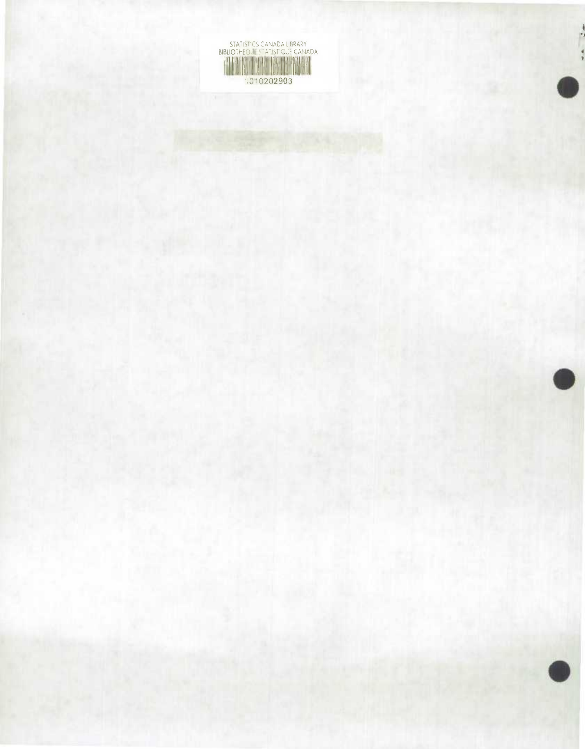STATISTICS CANADA LIBRARY
BIBLIOTHEQUE STATISTIQUE CANADA

1010202903